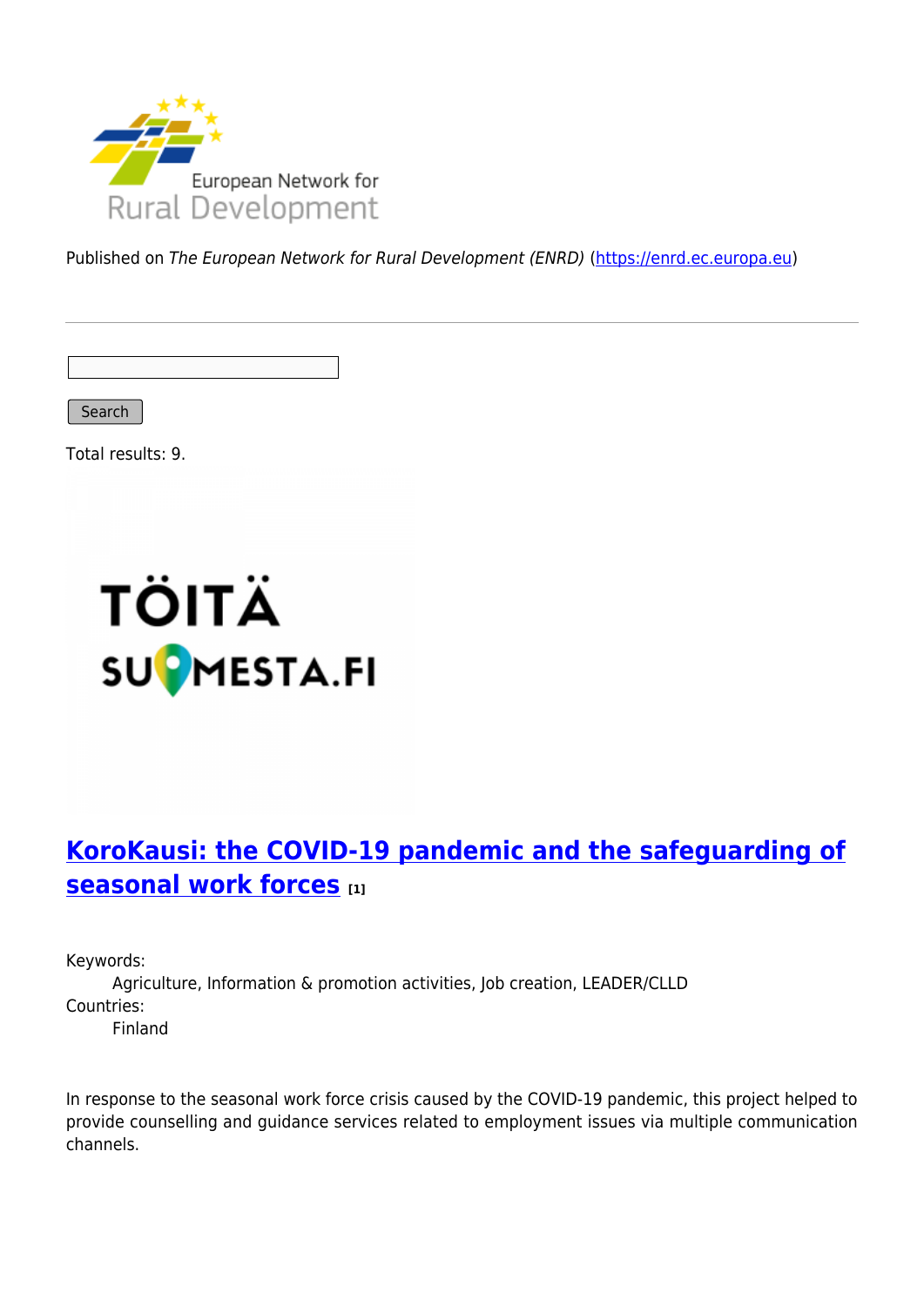Published on *The European Network for Rural Development (ENRD)* (https://enrd.ec.europa.eu)

Search

Total results: 9.

## KoroKausi: the COVID-19 pandemic and the safeguarding of seasonal work forces [1]

Keywords:
Agriculture, Information & promotion activities, Job creation, LEADER/CLLD
Countries:
Finland

In response to the seasonal work force crisis caused by the COVID-19 pandemic, this project helped to provide counselling and guidance services related to employment issues via multiple communication channels.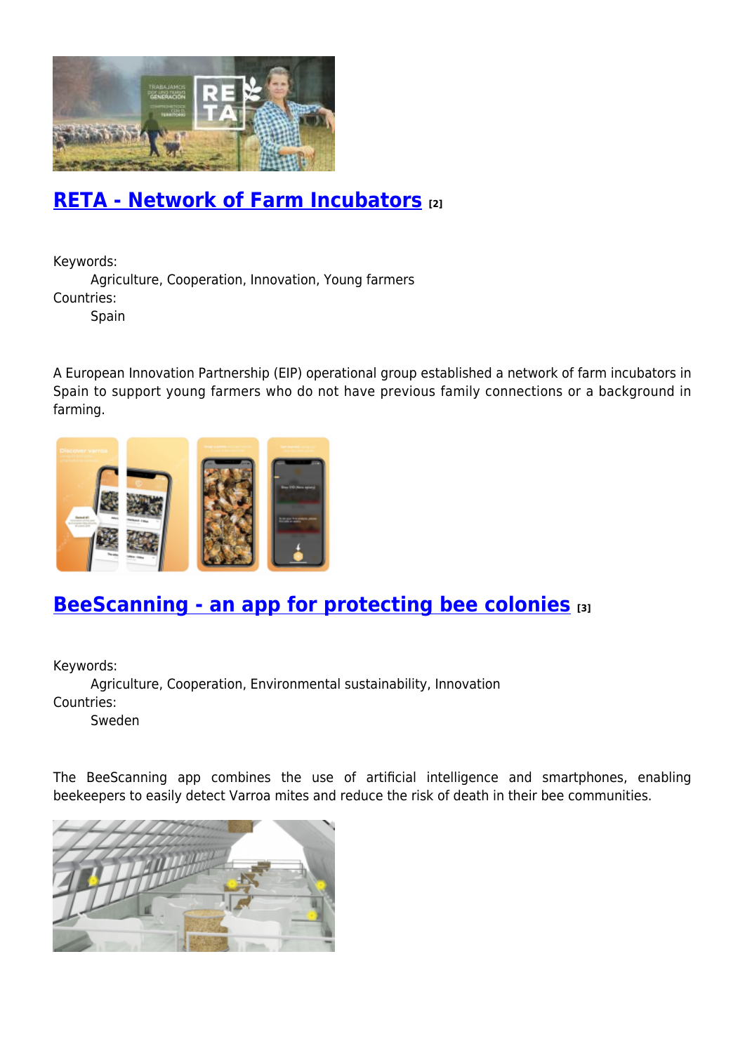## RETA - Network of Farm Incubators [2]

Keywords:
Agriculture, Cooperation, Innovation, Young farmers
Countries:
Spain

A European Innovation Partnership (EIP) operational group established a network of farm incubators in Spain to support young farmers who do not have previous family connections or a background in farming.

## BeeScanning - an app for protecting bee colonies [3]

Keywords:
Agriculture, Cooperation, Environmental sustainability, Innovation
Countries:
Sweden

The BeeScanning app combines the use of artificial intelligence and smartphones, enabling beekeepers to easily detect Varroa mites and reduce the risk of death in their bee communities.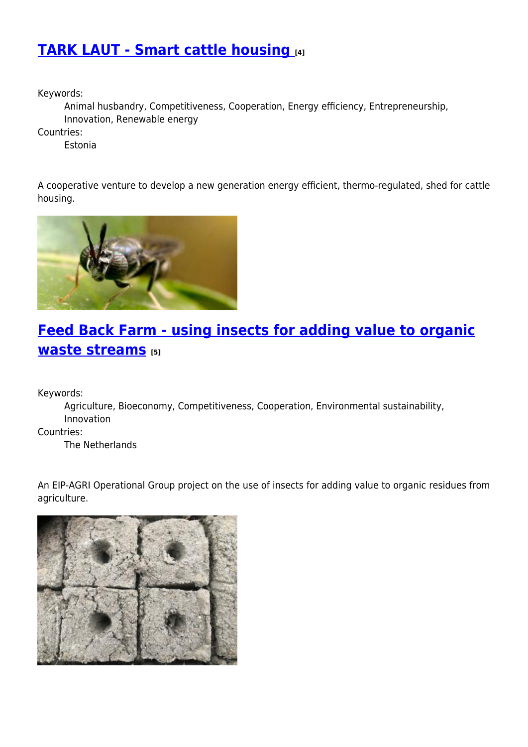## TARK LAUT - Smart cattle housing [4]

Keywords:
  Animal husbandry, Competitiveness, Cooperation, Energy efficiency, Entrepreneurship, Innovation, Renewable energy

Countries:
  Estonia

A cooperative venture to develop a new generation energy efficient, thermo-regulated, shed for cattle housing.

## Feed Back Farm - using insects for adding value to organic waste streams [5]

Keywords:
  Agriculture, Bioeconomy, Competitiveness, Cooperation, Environmental sustainability, Innovation

Countries:
  The Netherlands

An EIP-AGRI Operational Group project on the use of insects for adding value to organic residues from agriculture.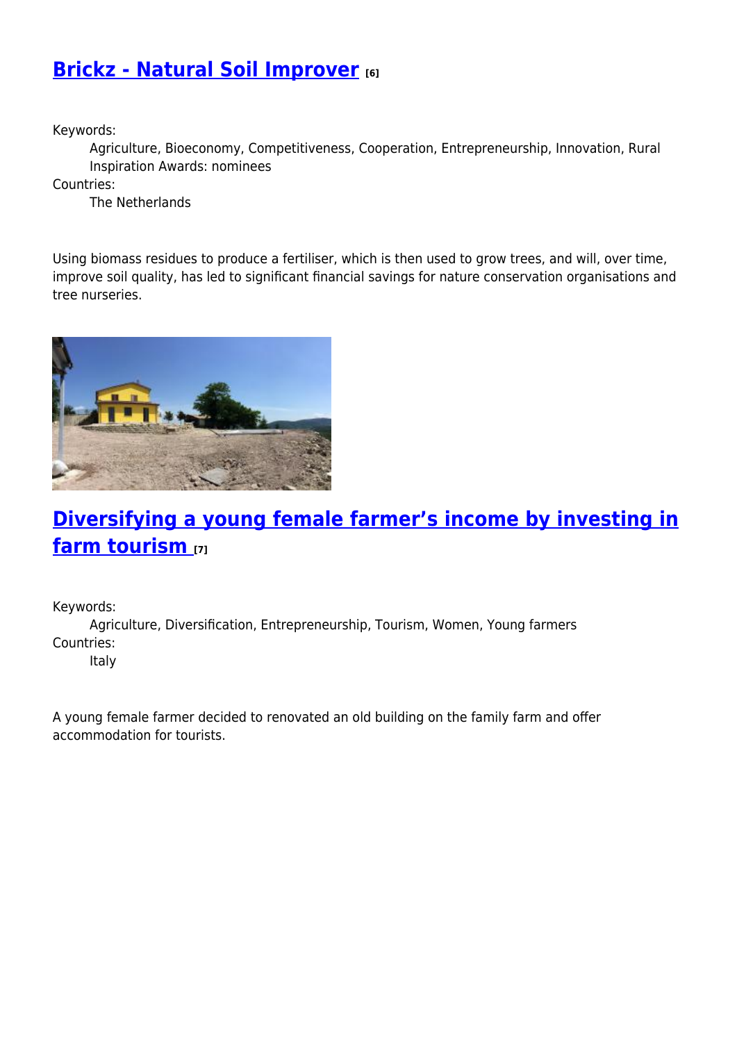## Brickz - Natural Soil Improver [6]

Keywords:

Agriculture, Bioeconomy, Competitiveness, Cooperation, Entrepreneurship, Innovation, Rural Inspiration Awards: nominees

Countries:

The Netherlands

Using biomass residues to produce a fertiliser, which is then used to grow trees, and will, over time, improve soil quality, has led to significant financial savings for nature conservation organisations and tree nurseries.

## Diversifying a young female farmer's income by investing in farm tourism [7]

Keywords:

Agriculture, Diversification, Entrepreneurship, Tourism, Women, Young farmers

Countries:

Italy

A young female farmer decided to renovated an old building on the family farm and offer accommodation for tourists.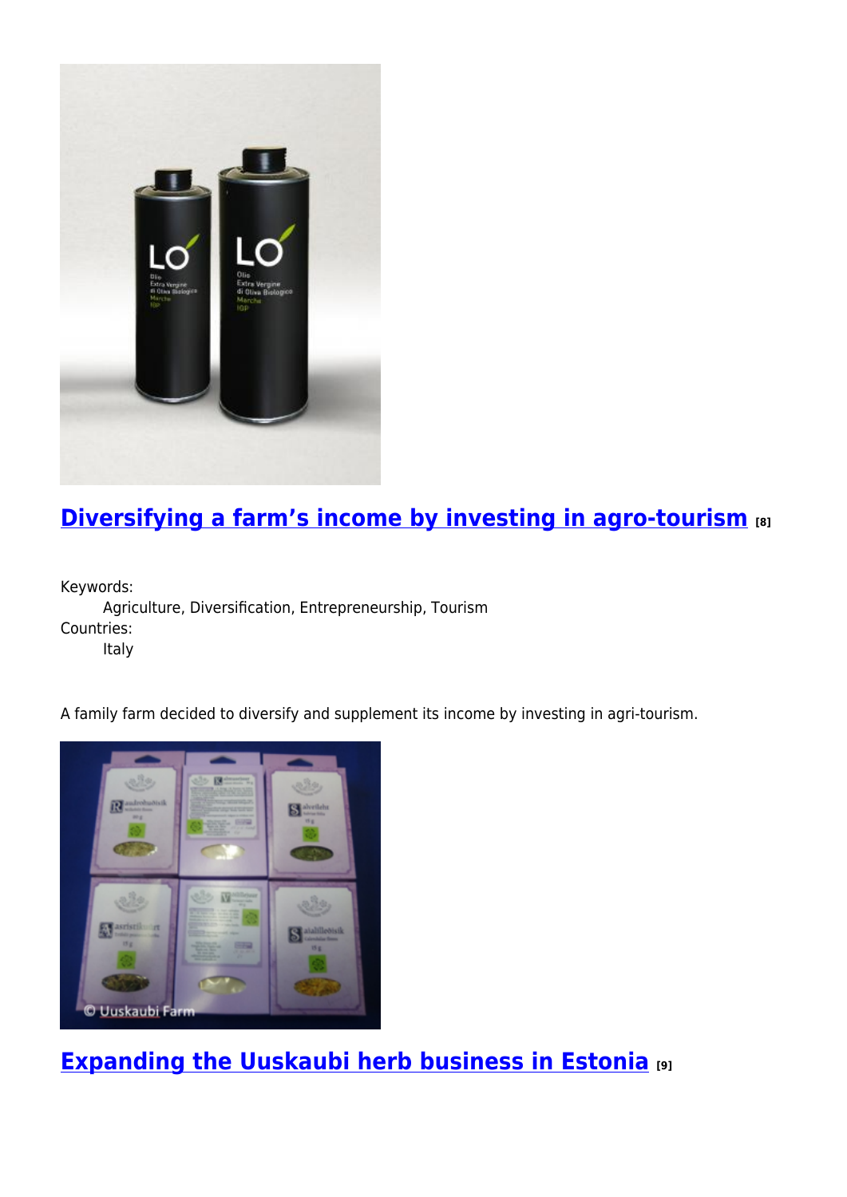## [Diversifying a farm's income by investing in agro-tourism](#) [8]

Keywords:
Agriculture, Diversification, Entrepreneurship, Tourism

Countries:
Italy

A family farm decided to diversify and supplement its income by investing in agri-tourism.

## [Expanding the Uuskaubi herb business in Estonia](#) [9]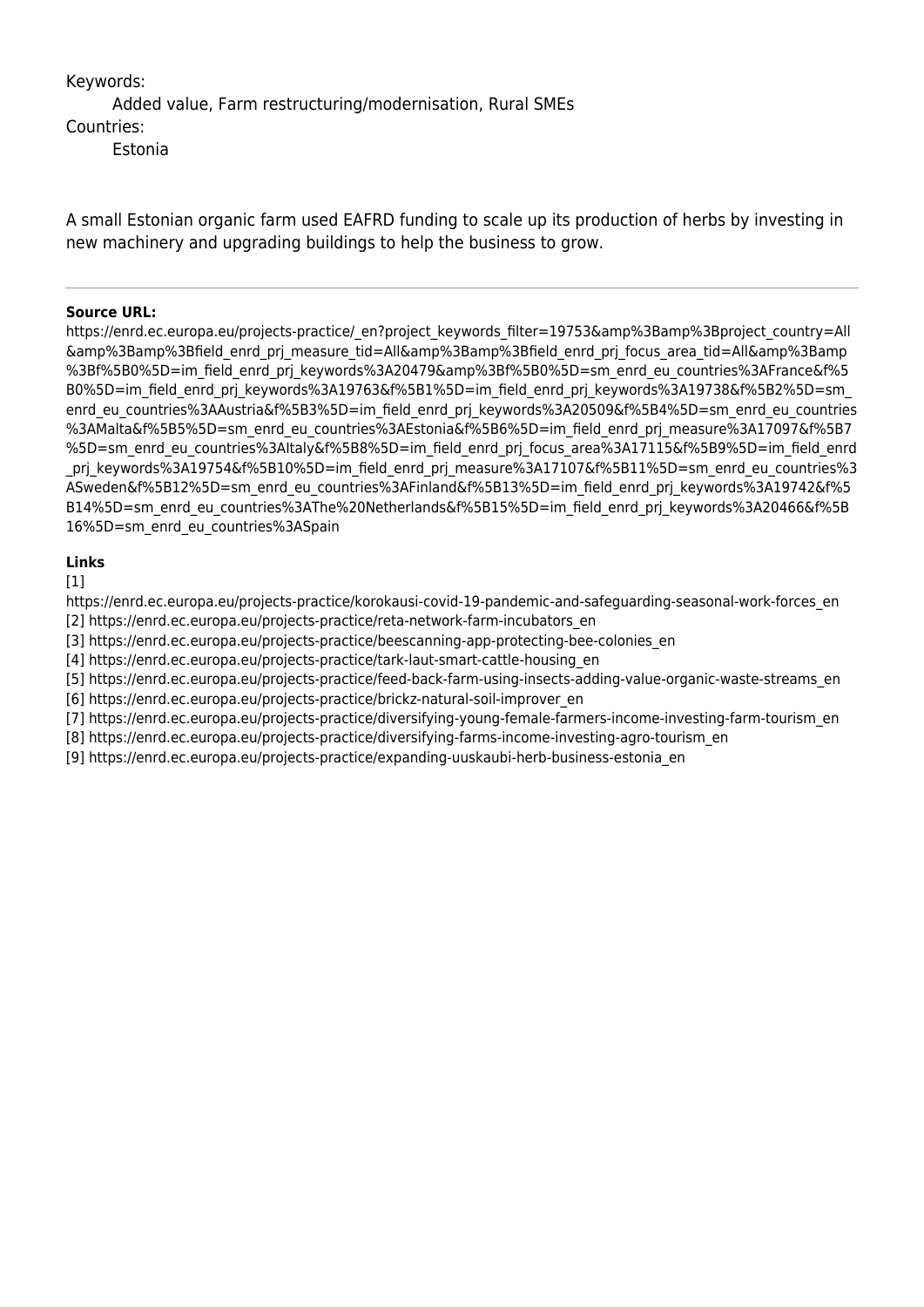Keywords:

Added value, Farm restructuring/modernisation, Rural SMEs

Countries:

Estonia

A small Estonian organic farm used EAFRD funding to scale up its production of herbs by investing in new machinery and upgrading buildings to help the business to grow.

---

**Source URL:**
https://enrd.ec.europa.eu/projects-practice/_en?project_keywords_filter=19753&amp%3Bamp%3Bproject_country=All&amp%3Bamp%3Bfield_enrd_prj_measure_tid=All&amp%3Bamp%3Bfield_enrd_prj_focus_area_tid=All&amp%3Bamp%3Bf%5B0%5D=im_field_enrd_prj_keywords%3A20479&amp%3Bf%5B0%5D=sm_enrd_eu_countries%3AFrance&f%5B0%5D=im_field_enrd_prj_keywords%3A19763&f%5B1%5D=im_field_enrd_prj_keywords%3A19738&f%5B2%5D=sm_enrd_eu_countries%3AAustria&f%5B3%5D=im_field_enrd_prj_keywords%3A20509&f%5B4%5D=sm_enrd_eu_countries%3AMalta&f%5B5%5D=sm_enrd_eu_countries%3AEstonia&f%5B6%5D=im_field_enrd_prj_measure%3A17097&f%5B7%5D=sm_enrd_eu_countries%3AItaly&f%5B8%5D=im_field_enrd_prj_focus_area%3A17115&f%5B9%5D=im_field_enrd_prj_keywords%3A19754&f%5B10%5D=im_field_enrd_prj_measure%3A17107&f%5B11%5D=sm_enrd_eu_countries%3ASweden&f%5B12%5D=sm_enrd_eu_countries%3AFinland&f%5B13%5D=im_field_enrd_prj_keywords%3A19742&f%5B14%5D=sm_enrd_eu_countries%3AThe%20Netherlands&f%5B15%5D=im_field_enrd_prj_keywords%3A20466&f%5B16%5D=sm_enrd_eu_countries%3ASpain

**Links**

[1] https://enrd.ec.europa.eu/projects-practice/korokausi-covid-19-pandemic-and-safeguarding-seasonal-work-forces_en
[2] https://enrd.ec.europa.eu/projects-practice/reta-network-farm-incubators_en
[3] https://enrd.ec.europa.eu/projects-practice/beescanning-app-protecting-bee-colonies_en
[4] https://enrd.ec.europa.eu/projects-practice/tark-laut-smart-cattle-housing_en
[5] https://enrd.ec.europa.eu/projects-practice/feed-back-farm-using-insects-adding-value-organic-waste-streams_en
[6] https://enrd.ec.europa.eu/projects-practice/brickz-natural-soil-improver_en
[7] https://enrd.ec.europa.eu/projects-practice/diversifying-young-female-farmers-income-investing-farm-tourism_en
[8] https://enrd.ec.europa.eu/projects-practice/diversifying-farms-income-investing-agro-tourism_en
[9] https://enrd.ec.europa.eu/projects-practice/expanding-uuskaubi-herb-business-estonia_en